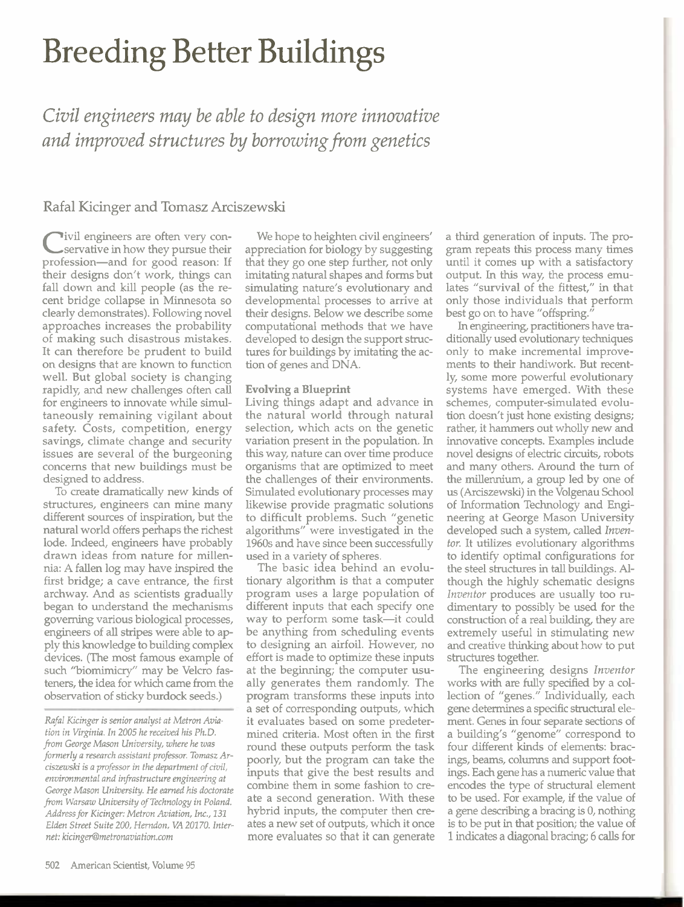# Breeding Better Buildings

*Civil engineers may be able to design more innovative and improved structures by borrowing from genetics*

Rafal Kicinger and Tomasz Arciszewski

Civil engineers are often very conservative in how they pursue their profession—and for good reason: If their designs don't work, things can fall down and kill people (as the recent bridge collapse in Minnesota so clearly demonstrates). Following novel approaches increases the probability of making such disastrous mistakes. It can therefore be prudent to build on designs that are known to function well. But global society is changing rapidly, and new challenges often call for engineers to innovate while simultaneously remaining vigilant about safety. Costs, competition, energy savings, climate change and security issues are several of the burgeoning concerns that new buildings must be designed to address.

To create dramatically new kinds of structures, engineers can mine many different sources of inspiration, but the natural world offers perhaps the richest lode. Indeed, engineers have probably drawn ideas from nature for millennia: A fallen log may have inspired the first bridge; a cave entrance, the first archway. And as scientists gradually began to understand the mechanisms governing various biological processes, engineers of all stripes were able to apply this knowledge to building complex devices. (The most famous example of such "biomimicry" may be Velcro fasteners, the idea for which came from the observation of sticky burdock seeds.)

*Rafal Kicinger is senior analyst at Metron Aviation in Virginia. In 2005 he received his Ph.D. from George Mason University, where he was formerly a research assistant professor. Tomasz Arciszewski is a professor in the department of civil, environmental and infrastructure engineering at George Mason University. He earned his doctorate from Warsaw University of Technology in Poland. Address for Kicinger: Metron Aviation, Inc., 131 Elden Street Suite 200, Herndon, VA 20170. Internet: kicinger@metronaviation.com*

We hope to heighten civil engineers' appreciation for biology by suggesting that they go one step further, not only imitating natural shapes and forms but simulating nature's evolutionary and developmental processes to arrive at their designs. Below we describe some computational methods that we have developed to design the support structures for buildings by imitating the action of genes and DNA.

## Evolving a Blueprint

Living things adapt and advance in the natural world through natural selection, which acts on the genetic variation present in the population. In this way, nature can over time produce organisms that are optimized to meet the challenges of their environments. Simulated evolutionary processes may likewise provide pragmatic solutions to difficult problems. Such "genetic algorithms" were investigated in the 1960s and have since been successfully used in a variety of spheres.

The basic idea behind an evolutionary algorithm is that a computer program uses a large population of different inputs that each specify one way to perform some task—it could be anything from scheduling events to designing an airfoil. However, no effort is made to optimize these inputs at the beginning; the computer usually generates them randomly. The program transforms these inputs into a set of corresponding outputs, which it evaluates based on some predetermined criteria. Most often in the first round these outputs perform the task poorly, but the program can take the inputs that give the best results and combine them in some fashion to create a second generation. With these hybrid inputs, the computer then creates a new set of outputs, which it once more evaluates so that it can generate a third generation of inputs. The program repeats this process many times until it comes up with a satisfactory output. In this way, the process emulates "survival of the fittest," in that only those individuals that perform best go on to have "offspring."

In engineering, practitioners have traditionally used evolutionary techniques only to make incremental improvements to their handiwork. But recently, some more powerful evolutionary systems have emerged. With these schemes, computer-simulated evolution doesn't just hone existing designs; rather, it hammers out wholly new and innovative concepts. Examples include novel designs of electric circuits, robots and many others. Around the turn of the millennium, a group led by one of us (Arciszewski) in the Volgenau School of Information Technology and Engineering at George Mason University developed such a system, called *Inventor*. It utilizes evolutionary algorithms to identify optimal configurations for the steel structures in tall buildings. Although the highly schematic designs *Inventor* produces are usually too rudimentary to possibly be used for the construction of a real building, they are extremely useful in stimulating new and creative thinking about how to put structures together.

The engineering designs *Inventor* works with are fully specified by a collection of "genes." Individually, each gene determines a specific structural element. Genes in four separate sections of a building's "genome" correspond to four different kinds of elements: bracings, beams, columns and support footings. Each gene has a numeric value that encodes the type of structural element to be used. For example, if the value of a gene describing a bracing is 0, nothing is to be put in that position; the value of 1 indicates a diagonal bracing; 6 calls for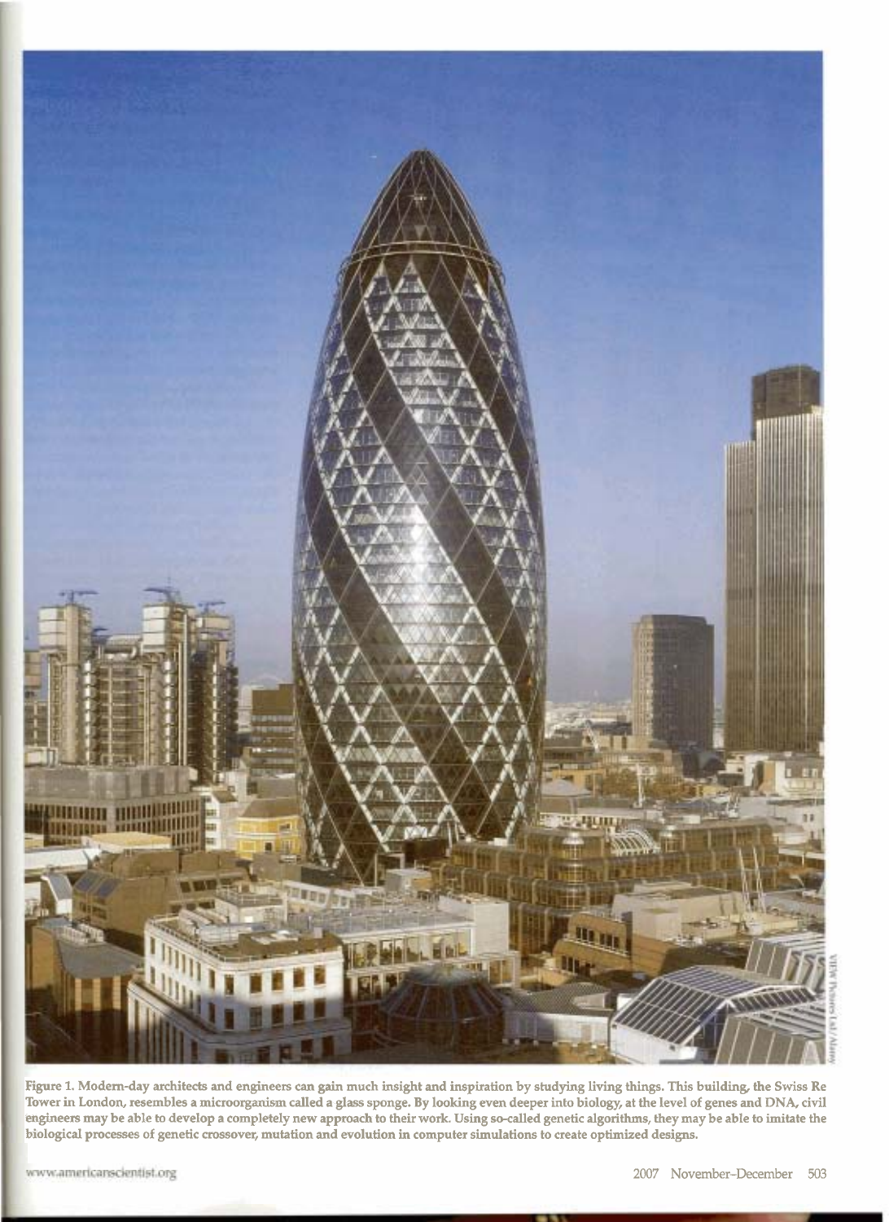Figure 1. Modern-day architects and engineers can gain much insight and inspiration by studying living things. This building, the Swiss Re Tower in London, resembles a microorganism called a glass sponge. By looking even deeper into biology, at the level of genes and DNA, civil engineers may be able to develop a completely new approach to their work. Using so-called genetic algorithms, they may be able to imitate the biological processes of genetic crossover, mutation and evolution in computer simulations to create optimized designs.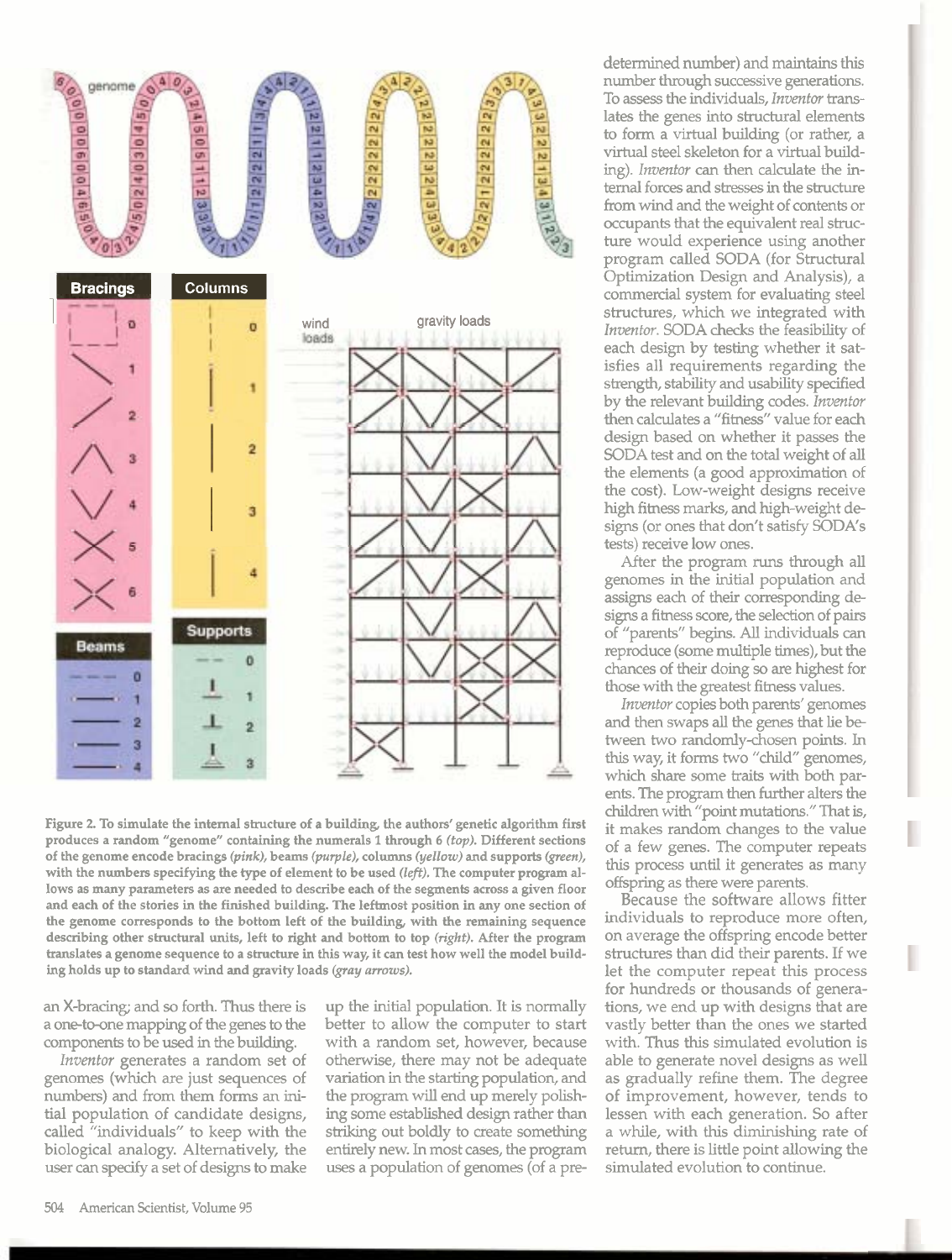Figure 2. To simulate the internal structure of a building, the authors' genetic algorithm first produces a random "genome" containing the numerals 1 through 6 *(top)*. Different sections of the genome encode bracings *(pink)*, beams *(purple)*, columns *(yellow)* and supports *(green)*, with the numbers specifying the type of element to be used *(left)*. The computer program allows as many parameters as are needed to describe each of the segments across a given floor and each of the stories in the finished building. The leftmost position in any one section of the genome corresponds to the bottom left of the building, with the remaining sequence describing other structural units, left to right and bottom to top *(right)*. After the program translates a genome sequence to a structure in this way, it can test how well the model building holds up to standard wind and gravity loads *(gray arrows)*.

an X-bracing; and so forth. Thus there is a one-to-one mapping of the genes to the components to be used in the building.

*Inventor* generates a random set of genomes (which are just sequences of numbers) and from them forms an initial population of candidate designs, called "individuals" to keep with the biological analogy. Alternatively, the user can specify a set of designs to make up the initial population. It is normally better to allow the computer to start with a random set, however, because otherwise, there may not be adequate variation in the starting population, and the program will end up merely polishing some established design rather than striking out boldly to create something entirely new. In most cases, the program uses a population of genomes (of a predetermined number) and maintains this number through successive generations. To assess the individuals, *Inventor* translates the genes into structural elements to form a virtual building (or rather, a virtual steel skeleton for a virtual building). *Inventor* can then calculate the internal forces and stresses in the structure from wind and the weight of contents or occupants that the equivalent real structure would experience using another program called SODA (for Structural Optimization Design and Analysis), a commercial system for evaluating steel structures, which we integrated with *Inventor*. SODA checks the feasibility of each design by testing whether it satisfies all requirements regarding the strength, stability and usability specified by the relevant building codes. *Inventor* then calculates a "fitness" value for each design based on whether it passes the SODA test and on the total weight of all the elements (a good approximation of the cost). Low-weight designs receive high fitness marks, and high-weight designs (or ones that don't satisfy SODA's tests) receive low ones.

After the program runs through all genomes in the initial population and assigns each of their corresponding designs a fitness score, the selection of pairs of "parents" begins. All individuals can reproduce (some multiple times), but the chances of their doing so are highest for those with the greatest fitness values.

*Inventor* copies both parents' genomes and then swaps all the genes that lie between two randomly-chosen points. In this way, it forms two "child" genomes, which share some traits with both parents. The program then further alters the children with "point mutations." That is, it makes random changes to the value of a few genes. The computer repeats this process until it generates as many offspring as there were parents.

Because the software allows fitter individuals to reproduce more often, on average the offspring encode better structures than did their parents. If we let the computer repeat this process for hundreds or thousands of generations, we end up with designs that are vastly better than the ones we started with. Thus this simulated evolution is able to generate novel designs as well as gradually refine them. The degree of improvement, however, tends to lessen with each generation. So after a while, with this diminishing rate of return, there is little point allowing the simulated evolution to continue.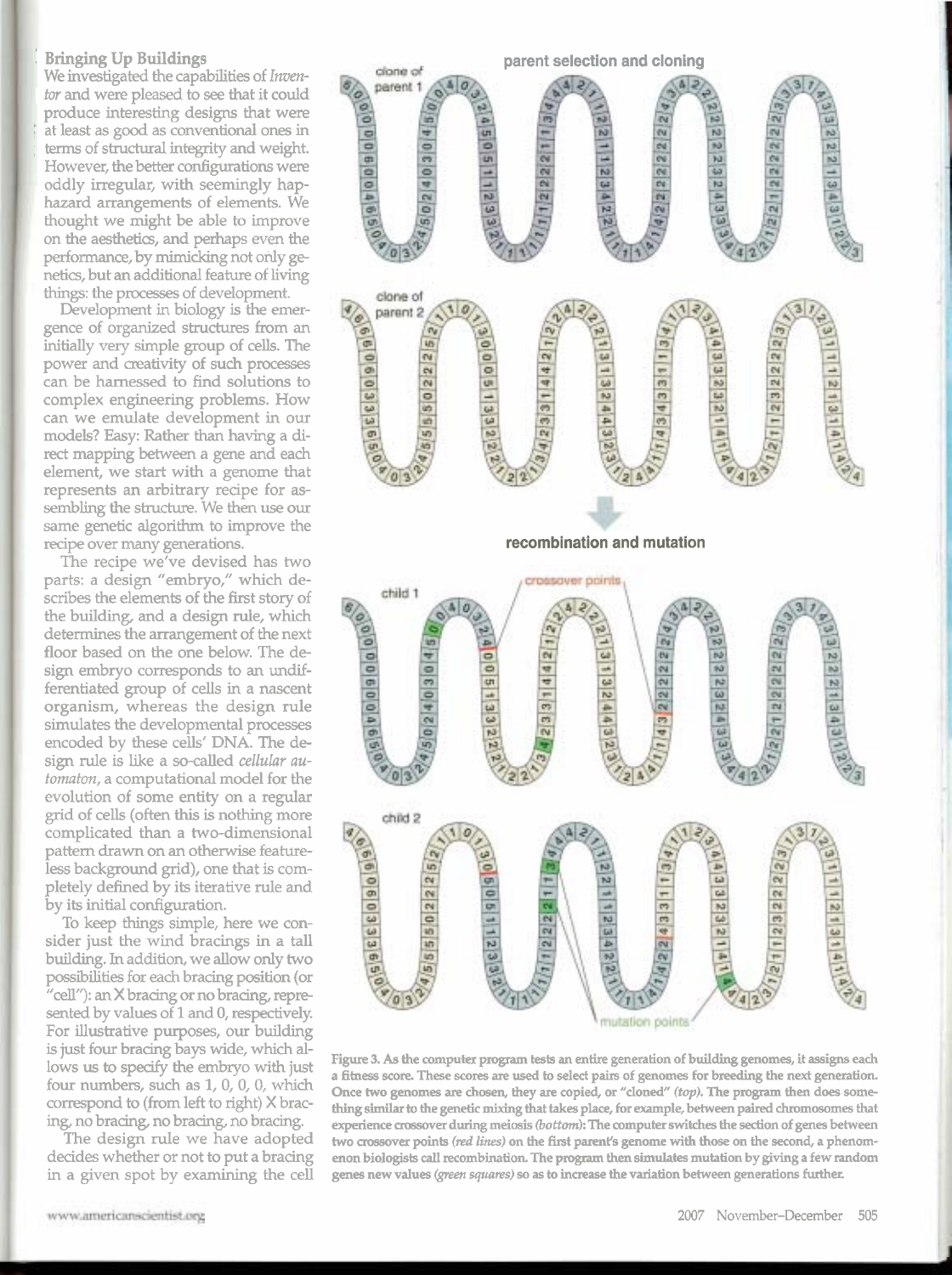## Bringing Up Buildings

We investigated the capabilities of *Inventor* and were pleased to see that it could produce interesting designs that were at least as good as conventional ones in terms of structural integrity and weight. However, the better configurations were oddly irregular, with seemingly haphazard arrangements of elements. We thought we might be able to improve on the aesthetics, and perhaps even the performance, by mimicking not only genetics, but an additional feature of living things: the processes of development.

Development in biology is the emergence of organized structures from an initially very simple group of cells. The power and creativity of such processes can be harnessed to find solutions to complex engineering problems. How can we emulate development in our models? Easy: Rather than having a direct mapping between a gene and each element, we start with a genome that represents an arbitrary recipe for assembling the structure. We then use our same genetic algorithm to improve the recipe over many generations.

The recipe we've devised has two parts: a design "embryo," which describes the elements of the first story of the building, and a design rule, which determines the arrangement of the next floor based on the one below. The design embryo corresponds to an undifferentiated group of cells in a nascent organism, whereas the design rule simulates the developmental processes encoded by these cells' DNA. The design rule is like a so-called *cellular automaton*, a computational model for the evolution of some entity on a regular grid of cells (often this is nothing more complicated than a two-dimensional pattern drawn on an otherwise featureless background grid), one that is completely defined by its iterative rule and by its initial configuration.

To keep things simple, here we consider just the wind bracings in a tall building. In addition, we allow only two possibilities for each bracing position (or "cell"): an X bracing or no bracing, represented by values of 1 and 0, respectively. For illustrative purposes, our building is just four bracing bays wide, which allows us to specify the embryo with just four numbers, such as 1, 0, 0, 0, which correspond to (from left to right) X bracing, no bracing, no bracing, no bracing.

The design rule we have adopted decides whether or not to put a bracing in a given spot by examining the cell

Figure 3. As the computer program tests an entire generation of building genomes, it assigns each a fitness score. These scores are used to select pairs of genomes for breeding the next generation. Once two genomes are chosen, they are copied, or "cloned" *(top)*. The program then does something similar to the genetic mixing that takes place, for example, between paired chromosomes that experience crossover during meiosis *(bottom)*: The computer switches the section of genes between two crossover points *(red lines)* on the first parent's genome with those on the second, a phenomenon biologists call recombination. The program then simulates mutation by giving a few random genes new values *(green squares)* so as to increase the variation between generations further.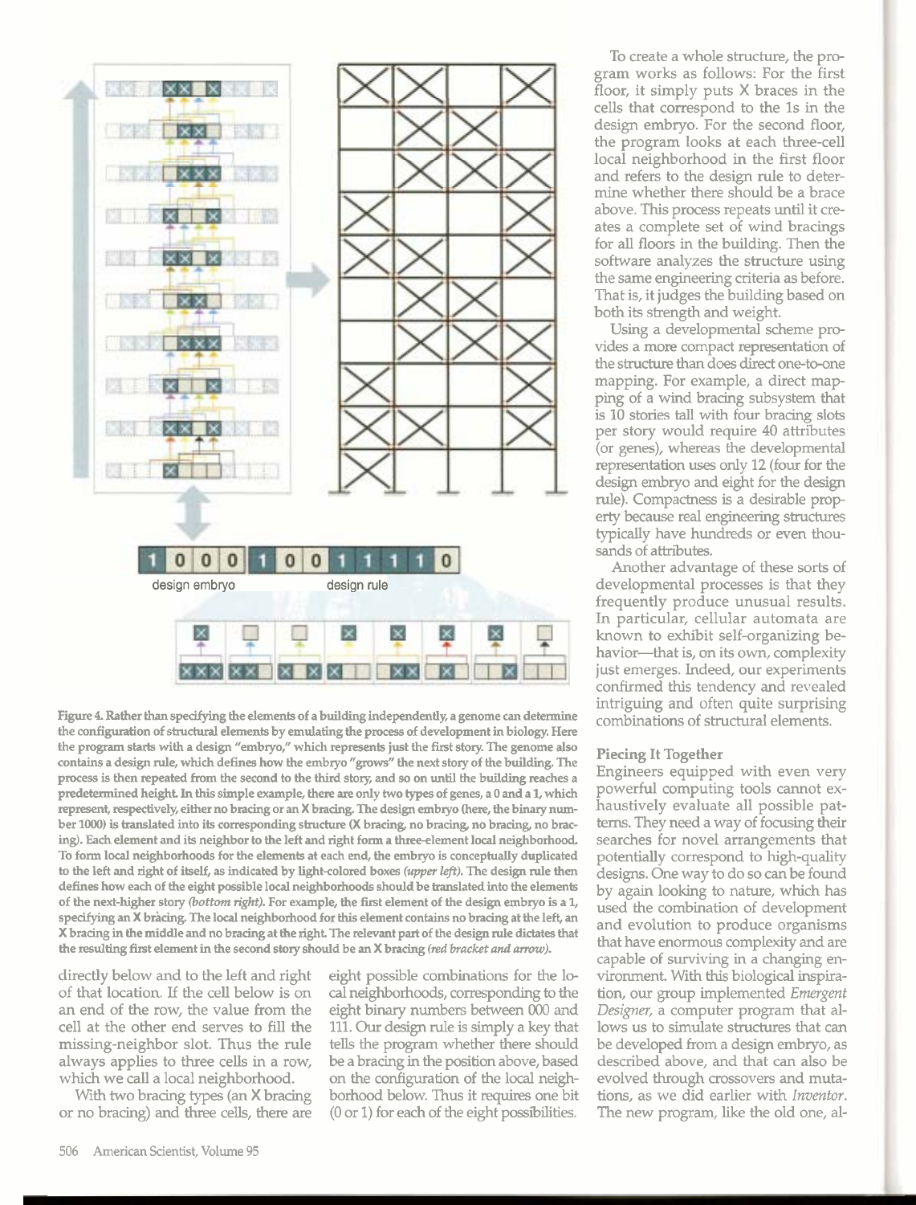1 0 0 0 1 0 0 1 1 1 1 0

design embryo — design rule

Figure 4. Rather than specifying the elements of a building independently, a genome can determine the configuration of structural elements by emulating the process of development in biology. Here the program starts with a design "embryo," which represents just the first story. The genome also contains a design rule, which defines how the embryo "grows" the next story of the building. The process is then repeated from the second to the third story, and so on until the building reaches a predetermined height. In this simple example, there are only two types of genes, a 0 and a 1, which represent, respectively, either no bracing or an X bracing. The design embryo (here, the binary number 1000) is translated into its corresponding structure (X bracing, no bracing, no bracing, no bracing). Each element and its neighbor to the left and right form a three-element local neighborhood. To form local neighborhoods for the elements at each end, the embryo is conceptually duplicated to the left and right of itself, as indicated by light-colored boxes *(upper left)*. The design rule then defines how each of the eight possible local neighborhoods should be translated into the elements of the next-higher story *(bottom right)*. For example, the first element of the design embryo is a 1, specifying an X bracing. The local neighborhood for this element contains no bracing at the left, an X bracing in the middle and no bracing at the right. The relevant part of the design rule dictates that the resulting first element in the second story should be an X bracing *(red bracket and arrow)*.

directly below and to the left and right of that location. If the cell below is on an end of the row, the value from the cell at the other end serves to fill the missing-neighbor slot. Thus the rule always applies to three cells in a row, which we call a local neighborhood.

With two bracing types (an X bracing or no bracing) and three cells, there are eight possible combinations for the local neighborhoods, corresponding to the eight binary numbers between 000 and 111. Our design rule is simply a key that tells the program whether there should be a bracing in the position above, based on the configuration of the local neighborhood below. Thus it requires one bit (0 or 1) for each of the eight possibilities.

To create a whole structure, the program works as follows: For the first floor, it simply puts X braces in the cells that correspond to the 1s in the design embryo. For the second floor, the program looks at each three-cell local neighborhood in the first floor and refers to the design rule to determine whether there should be a brace above. This process repeats until it creates a complete set of wind bracings for all floors in the building. Then the software analyzes the structure using the same engineering criteria as before. That is, it judges the building based on both its strength and weight.

Using a developmental scheme provides a more compact representation of the structure than does direct one-to-one mapping. For example, a direct mapping of a wind bracing subsystem that is 10 stories tall with four bracing slots per story would require 40 attributes (or genes), whereas the developmental representation uses only 12 (four for the design embryo and eight for the design rule). Compactness is a desirable property because real engineering structures typically have hundreds or even thousands of attributes.

Another advantage of these sorts of developmental processes is that they frequently produce unusual results. In particular, cellular automata are known to exhibit self-organizing behavior—that is, on its own, complexity just emerges. Indeed, our experiments confirmed this tendency and revealed intriguing and often quite surprising combinations of structural elements.

## Piecing It Together

Engineers equipped with even very powerful computing tools cannot exhaustively evaluate all possible patterns. They need a way of focusing their searches for novel arrangements that potentially correspond to high-quality designs. One way to do so can be found by again looking to nature, which has used the combination of development and evolution to produce organisms that have enormous complexity and are capable of surviving in a changing environment. With this biological inspiration, our group implemented *Emergent Designer*, a computer program that allows us to simulate structures that can be developed from a design embryo, as described above, and that can also be evolved through crossovers and mutations, as we did earlier with *Inventor*. The new program, like the old one, al-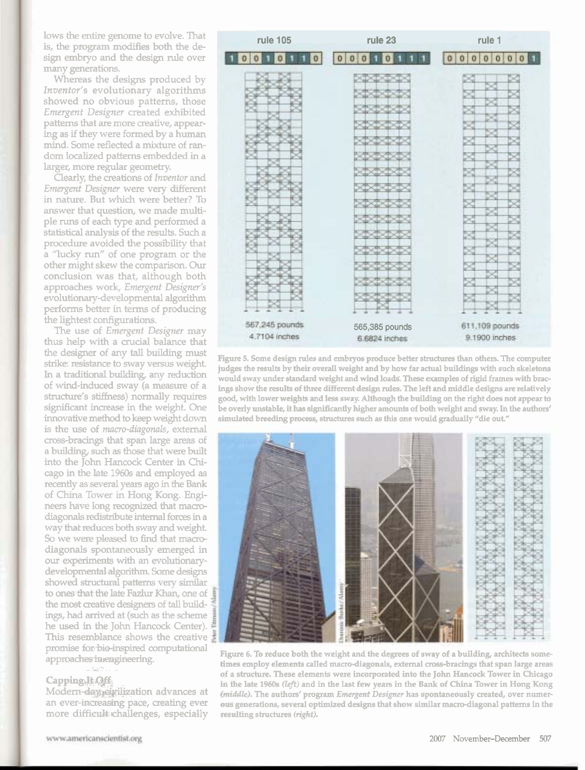lows the entire genome to evolve. That is, the program modifies both the design embryo and the design rule over many generations.

Whereas the designs produced by *Inventor*'s evolutionary algorithms showed no obvious patterns, those *Emergent Designer* created exhibited patterns that are more creative, appearing as if they were formed by a human mind. Some reflected a mixture of random localized patterns embedded in a larger, more regular geometry.

Clearly, the creations of *Inventor* and *Emergent Designer* were very different in nature. But which were better? To answer that question, we made multiple runs of each type and performed a statistical analysis of the results. Such a procedure avoided the possibility that a "lucky run" of one program or the other might skew the comparison. Our conclusion was that, although both approaches work, *Emergent Designer's* evolutionary-developmental algorithm performs better in terms of producing the lightest configurations.

The use of *Emergent Designer* may thus help with a crucial balance that the designer of any tall building must strike: resistance to sway versus weight. In a traditional building, any reduction of wind-induced sway (a measure of a structure's stiffness) normally requires significant increase in the weight. One innovative method to keep weight down is the use of *macro-diagonals*, external cross-bracings that span large areas of a building, such as those that were built into the John Hancock Center in Chicago in the late 1960s and employed as recently as several years ago in the Bank of China Tower in Hong Kong. Engineers have long recognized that macro-diagonals redistribute internal forces in a way that reduces both sway and weight. So we were pleased to find that macro-diagonals spontaneously emerged in our experiments with an evolutionary-developmental algorithm. Some designs showed structural patterns very similar to ones that the late Fazlur Khan, one of the most creative designers of tall buildings, had arrived at (such as the scheme he used in the John Hancock Center). This resemblance shows the creative promise for bio-inspired computational approaches in engineering.

rule 105 — 1 0 0 1 0 1 1 0 — 567,245 pounds — 4.7104 inches

rule 23 — 0 0 0 1 0 1 1 1 — 565,385 pounds — 6.6824 inches

rule 1 — 0 0 0 0 0 0 0 1 — 611,109 pounds — 9.1900 inches

Figure 5. Some design rules and embryos produce better structures than others. The computer judges the results by their overall weight and by how far actual buildings with such skeletons would sway under standard weight and wind loads. These examples of rigid frames with bracings show the results of three different design rules. The left and middle designs are relatively good, with lower weights and less sway. Although the building on the right does not appear to be overly unstable, it has significantly higher amounts of both weight and sway. In the authors' simulated breeding process, structures such as this one would gradually "die out."

Figure 6. To reduce both the weight and the degrees of sway of a building, architects sometimes employ elements called macro-diagonals, external cross-bracings that span large areas of a structure. These elements were incorporated into the John Hancock Tower in Chicago in the late 1960s (*left*) and in the last few years in the Bank of China Tower in Hong Kong (*middle*). The authors' program *Emergent Designer* has spontaneously created, over numerous generations, several optimized designs that show similar macro-diagonal patterns in the resulting structures (*right*).

## Capping It Off

Modern-day civilization advances at an ever-increasing pace, creating ever more difficult challenges, especially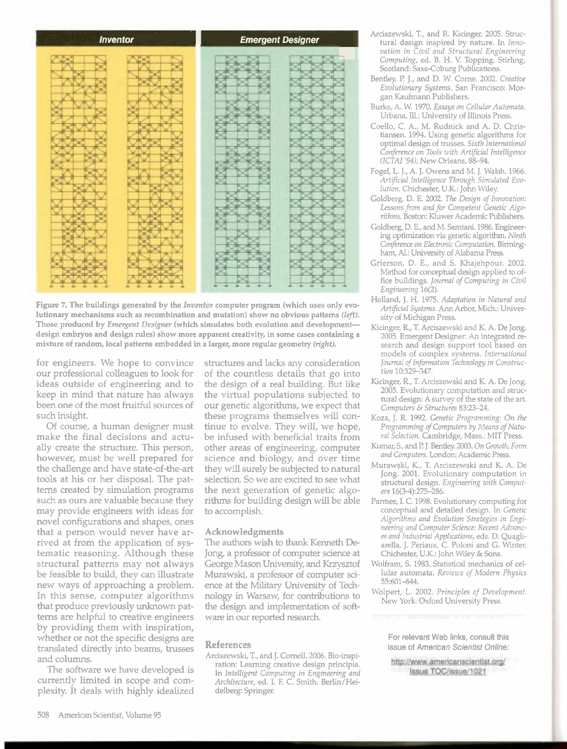Inventor

Emergent Designer

Figure 7. The buildings generated by the *Inventor* computer program (which uses only evolutionary mechanisms such as recombination and mutation) show no obvious patterns *(left)*. Those produced by *Emergent Designer* (which simulates both evolution and development—design embryos and design rules) show more apparent creativity, in some cases containing a mixture of random, local patterns embedded in a larger, more regular geometry *(right)*.

for engineers. We hope to convince our professional colleagues to look for ideas outside of engineering and to keep in mind that nature has always been one of the most fruitful sources of such insight.

Of course, a human designer must make the final decisions and actually create the structure. This person, however, must be well prepared for the challenge and have state-of-the-art tools at his or her disposal. The patterns created by simulation programs such as ours are valuable because they may provide engineers with ideas for novel configurations and shapes, ones that a person would never have arrived at from the application of systematic reasoning. Although these structural patterns may not always be feasible to build, they can illustrate new ways of approaching a problem. In this sense, computer algorithms that produce previously unknown patterns are helpful to creative engineers by providing them with inspiration, whether or not the specific designs are translated directly into beams, trusses and columns.

The software we have developed is currently limited in scope and complexity. It deals with highly idealized structures and lacks any consideration of the countless details that go into the design of a real building. But like the virtual populations subjected to our genetic algorithms, we expect that these programs themselves will continue to evolve. They will, we hope, be infused with beneficial traits from other areas of engineering, computer science and biology, and over time they will surely be subjected to natural selection. So we are excited to see what the next generation of genetic algorithms for building design will be able to accomplish.

## Acknowledgments

The authors wish to thank Kenneth DeJong, a professor of computer science at George Mason University, and Krzysztof Murawski, a professor of computer science at the Military University of Technology in Warsaw, for contributions to the design and implementation of software in our reported research.

## References

Arciszewski, T., and J. Cornell. 2006. Bio-inspiration: Learning creative design principia. In *Intelligent Computing in Engineering and Architecture*, ed. I. F. C. Smith. Berlin/Heidelberg: Springer.

Arciszewski, T., and R. Kicinger. 2005. Structural design inspired by nature. In *Innovation in Civil and Structural Engineering Computing*, ed. B. H. V. Topping. Stirling, Scotland: Saxe-Coburg Publications.

Bentley, P. J., and D. W. Corne. 2002. *Creative Evolutionary Systems*. San Francisco: Morgan Kaufmann Publishers.

Burks, A. W. 1970. *Essays on Cellular Automata*. Urbana, Ill.: University of Illinois Press.

Coello, C. A., M. Rudnick and A. D. Christiansen. 1994. Using genetic algorithms for optimal design of trusses. *Sixth International Conference on Tools with Artificial Intelligence (ICTAI '94)*, New Orleans, 88–94.

Fogel, L. J., A. J. Owens and M. J. Walsh. 1966. *Artificial Intelligence Through Simulated Evolution*. Chichester, U.K.: John Wiley.

Goldberg, D. E. 2002. *The Design of Innovation: Lessons from and for Competent Genetic Algorithms*. Boston: Kluwer Academic Publishers.

Goldberg, D. E., and M. Samtani. 1986. Engineering optimization via genetic algorithm. *Ninth Conference on Electronic Computation*. Birmingham, Al.: University of Alabama Press.

Grierson, D. E., and S. Khajehpour. 2002. Method for conceptual design applied to office buildings. *Journal of Computing in Civil Engineering* 16(2).

Holland, J. H. 1975. *Adaptation in Natural and Artificial Systems*. Ann Arbor, Mich.: University of Michigan Press.

Kicinger, R., T. Arciszewski and K. A. De Jong. 2005. Emergent Designer: An integrated research and design support tool based on models of complex systems. *International Journal of Information Technology in Construction* 10:329–347.

Kicinger, R., T. Arciszewski and K. A. De Jong. 2005. Evolutionary computation and structural design: A survey of the state of the art. *Computers & Structures* 83:23–24.

Koza, J. R. 1992. *Genetic Programming: On the Programming of Computers by Means of Natural Selection*. Cambridge, Mass.: MIT Press.

Kumar, S., and P. J. Bentley. 2003. *On Growth, Form and Computers*. London: Academic Press.

Murawski, K., T. Arciszewski and K. A. De Jong. 2001. Evolutionary computation in structural design. *Engineering with Computers* 16(3-4):275–286.

Parmee, I. C. 1998. Evolutionary computing for conceptual and detailed design. In *Genetic Algorithms and Evolution Strategies in Engineering and Computer Science: Recent Advances and Industrial Applications*, eds. D. Quagliarella, J. Periaux, C. Poloni and G. Winter. Chichester, U.K.: John Wiley & Sons.

Wolfram, S. 1983. Statistical mechanics of cellular automata. *Reviews of Modern Physics* 55:601–644.

Wolpert, L. 2002. *Principles of Development*. New York: Oxford University Press.

For relevant Web links, consult this issue of *American Scientist Online*:

http://www.americanscientist.org/IssueTOC/issue/1021